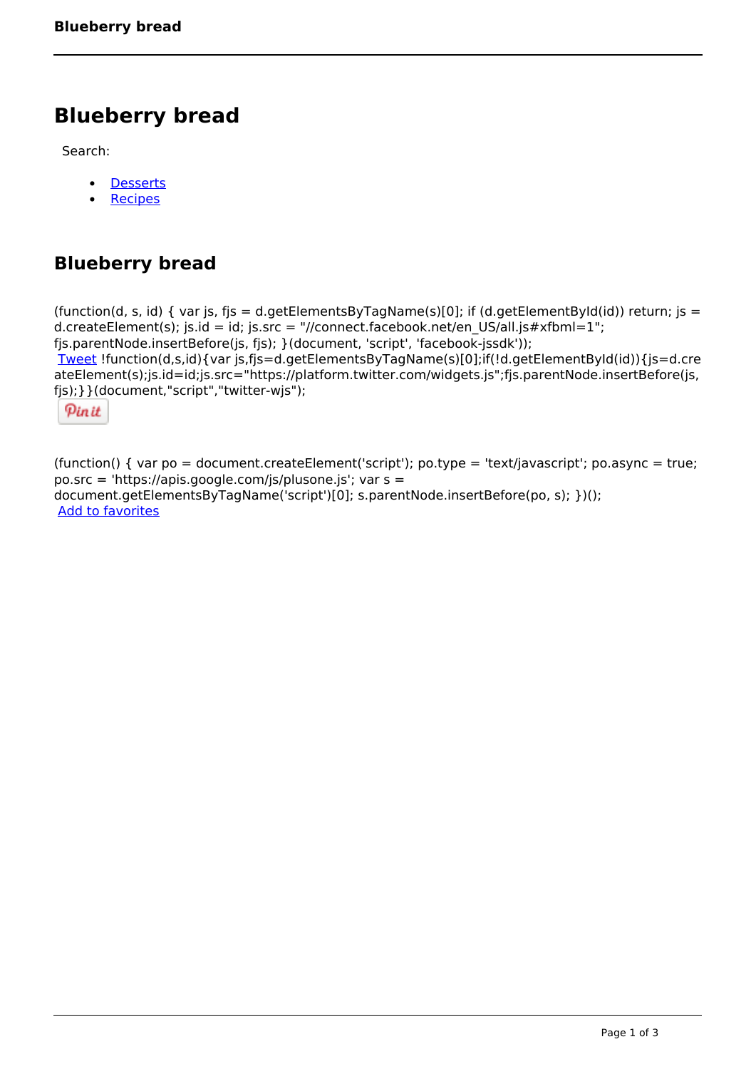# Blueberry bread

Search:

- Desserts
- Recipes

## Blueberry bread

(function(d, s, id) { var js, fjs = d.getElementsByTagName(s)[0]; if (d.getElementById(id)) return; js = d.createElement(s); js.id = id; js.src = "//connect.facebook.net/en_US/all.js#xfbml=1"; fjs.parentNode.insertBefore(js, fjs); }(document, 'script', 'facebook-jssdk'));
Tweet !function(d,s,id){var js,fjs=d.getElementsByTagName(s)[0];if(!d.getElementById(id)){js=d.createElement(s);js.id=id;js.src="https://platform.twitter.com/widgets.js";fjs.parentNode.insertBefore(js,fjs);}}(document,"script","twitter-wjs");

Pin it

(function() { var po = document.createElement('script'); po.type = 'text/javascript'; po.async = true; po.src = 'https://apis.google.com/js/plusone.js'; var s = document.getElementsByTagName('script')[0]; s.parentNode.insertBefore(po, s); })();
Add to favorites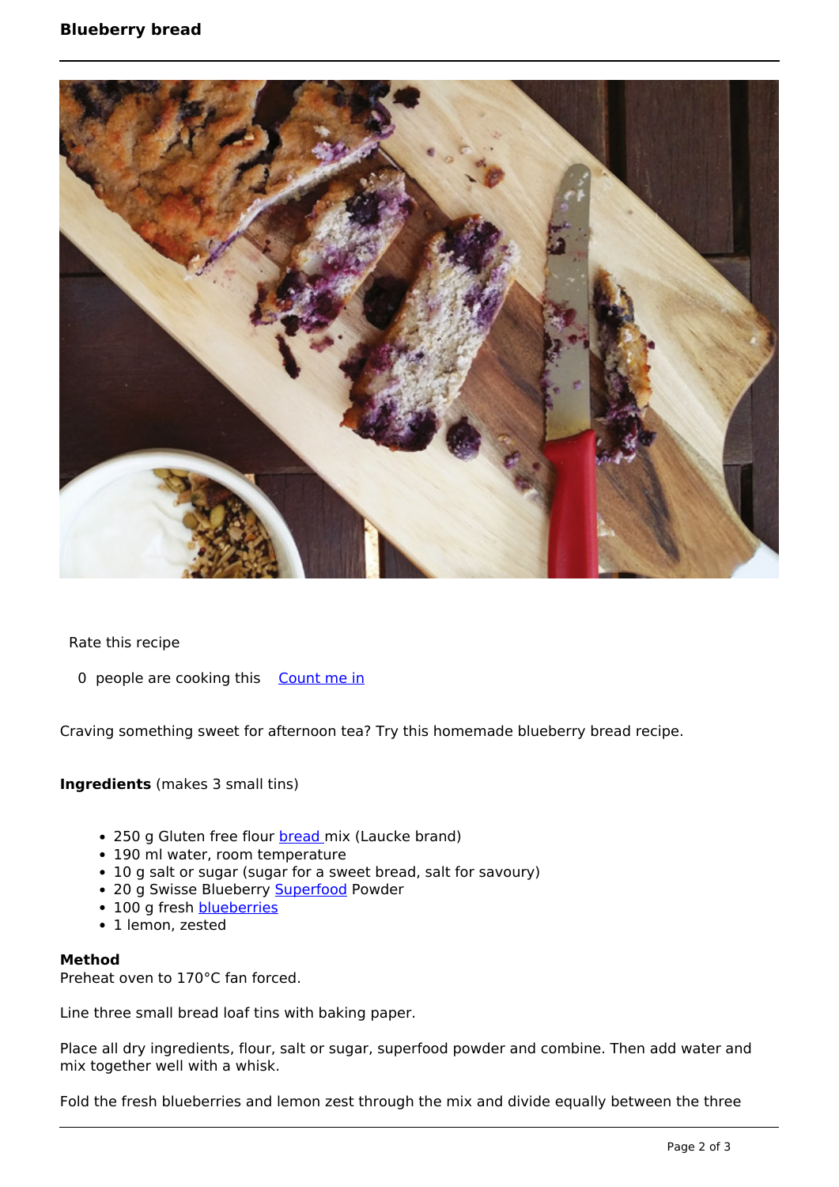Rate this recipe

0 people are cooking this Count me in

Craving something sweet for afternoon tea? Try this homemade blueberry bread recipe.

**Ingredients** (makes 3 small tins)

- 250 g Gluten free flour bread mix (Laucke brand)
- 190 ml water, room temperature
- 10 g salt or sugar (sugar for a sweet bread, salt for savoury)
- 20 g Swisse Blueberry Superfood Powder
- 100 g fresh blueberries
- 1 lemon, zested

**Method**

Preheat oven to 170°C fan forced.

Line three small bread loaf tins with baking paper.

Place all dry ingredients, flour, salt or sugar, superfood powder and combine. Then add water and mix together well with a whisk.

Fold the fresh blueberries and lemon zest through the mix and divide equally between the three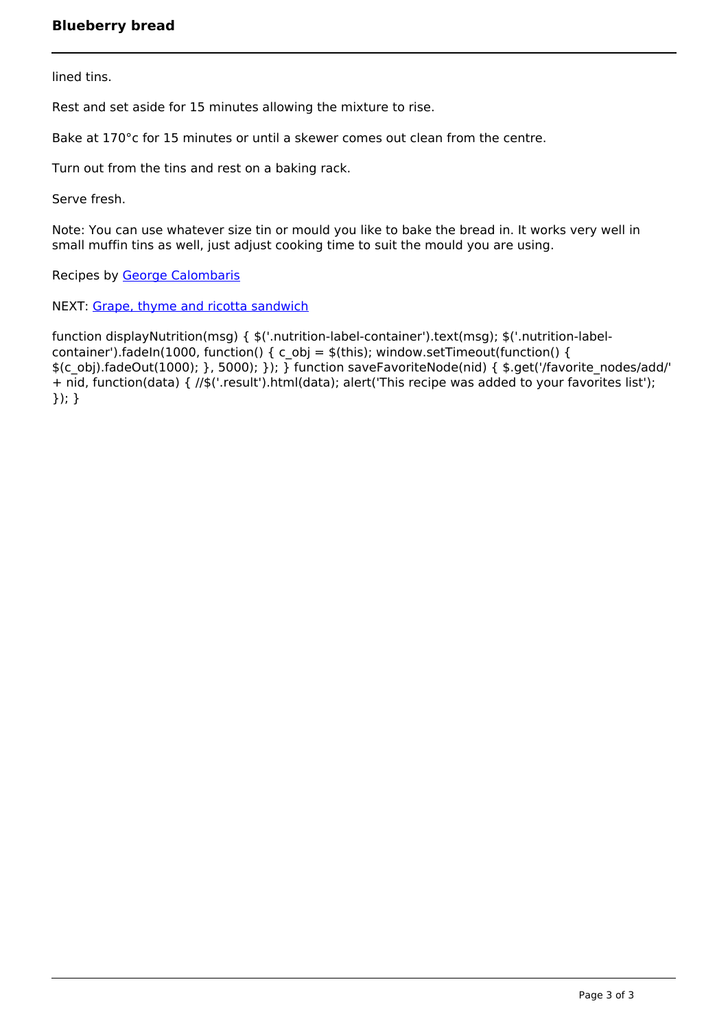lined tins.

Rest and set aside for 15 minutes allowing the mixture to rise.

Bake at 170°c for 15 minutes or until a skewer comes out clean from the centre.

Turn out from the tins and rest on a baking rack.

Serve fresh.

Note: You can use whatever size tin or mould you like to bake the bread in. It works very well in small muffin tins as well, just adjust cooking time to suit the mould you are using.

Recipes by George Calombaris

NEXT: Grape, thyme and ricotta sandwich

```
function displayNutrition(msg) { $('.nutrition-label-container').text(msg); $('.nutrition-label-container').fadeIn(1000, function() { c_obj = $(this); window.setTimeout(function() { $(c_obj).fadeOut(1000); }, 5000); }); } function saveFavoriteNode(nid) { $.get('/favorite_nodes/add/' + nid, function(data) { //$('.result').html(data); alert('This recipe was added to your favorites list'); }); }
```